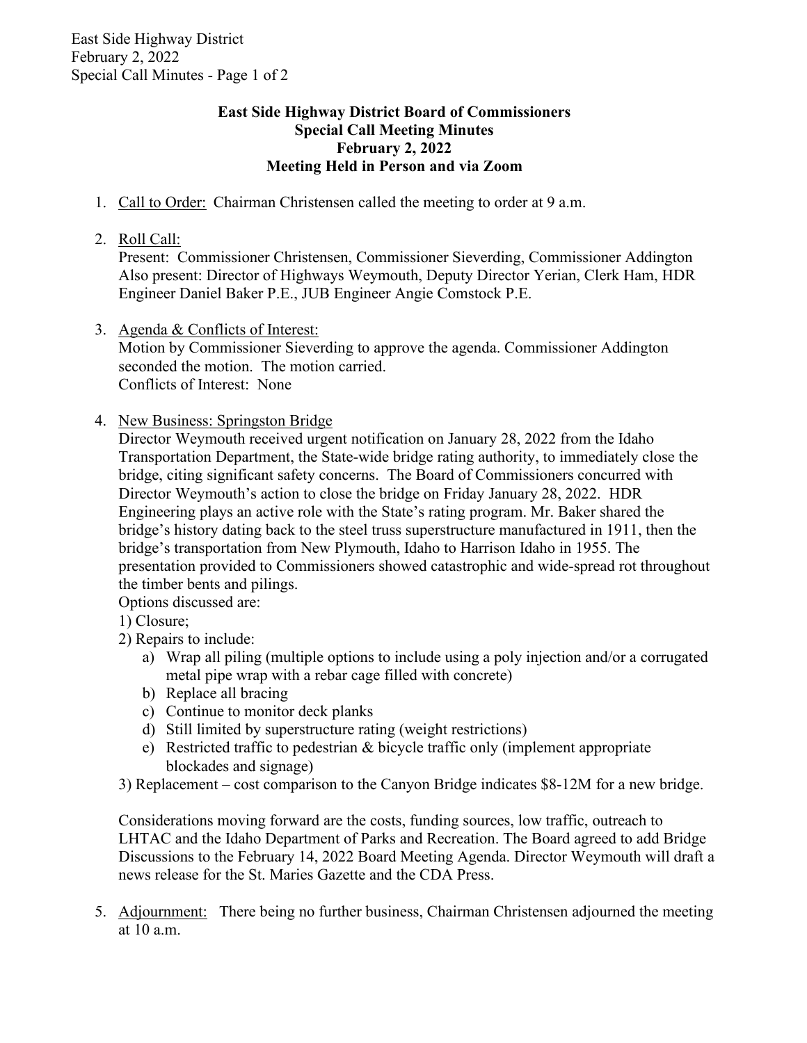**East Side Highway District Board of Commissioners**
**Special Call Meeting Minutes**
**February 2, 2022**
**Meeting Held in Person and via Zoom**

1. <u>Call to Order:</u> Chairman Christensen called the meeting to order at 9 a.m.

2. <u>Roll Call:</u>
   Present: Commissioner Christensen, Commissioner Sieverding, Commissioner Addington
   Also present: Director of Highways Weymouth, Deputy Director Yerian, Clerk Ham, HDR Engineer Daniel Baker P.E., JUB Engineer Angie Comstock P.E.

3. <u>Agenda & Conflicts of Interest:</u>
   Motion by Commissioner Sieverding to approve the agenda. Commissioner Addington seconded the motion. The motion carried.
   Conflicts of Interest: None

4. <u>New Business: Springston Bridge</u>
   Director Weymouth received urgent notification on January 28, 2022 from the Idaho Transportation Department, the State-wide bridge rating authority, to immediately close the bridge, citing significant safety concerns. The Board of Commissioners concurred with Director Weymouth's action to close the bridge on Friday January 28, 2022. HDR Engineering plays an active role with the State's rating program. Mr. Baker shared the bridge's history dating back to the steel truss superstructure manufactured in 1911, then the bridge's transportation from New Plymouth, Idaho to Harrison Idaho in 1955. The presentation provided to Commissioners showed catastrophic and wide-spread rot throughout the timber bents and pilings.
   Options discussed are:
   1) Closure;
   2) Repairs to include:
      a) Wrap all piling (multiple options to include using a poly injection and/or a corrugated metal pipe wrap with a rebar cage filled with concrete)
      b) Replace all bracing
      c) Continue to monitor deck planks
      d) Still limited by superstructure rating (weight restrictions)
      e) Restricted traffic to pedestrian & bicycle traffic only (implement appropriate blockades and signage)
   3) Replacement – cost comparison to the Canyon Bridge indicates $8-12M for a new bridge.

   Considerations moving forward are the costs, funding sources, low traffic, outreach to LHTAC and the Idaho Department of Parks and Recreation. The Board agreed to add Bridge Discussions to the February 14, 2022 Board Meeting Agenda. Director Weymouth will draft a news release for the St. Maries Gazette and the CDA Press.

5. <u>Adjournment:</u> There being no further business, Chairman Christensen adjourned the meeting at 10 a.m.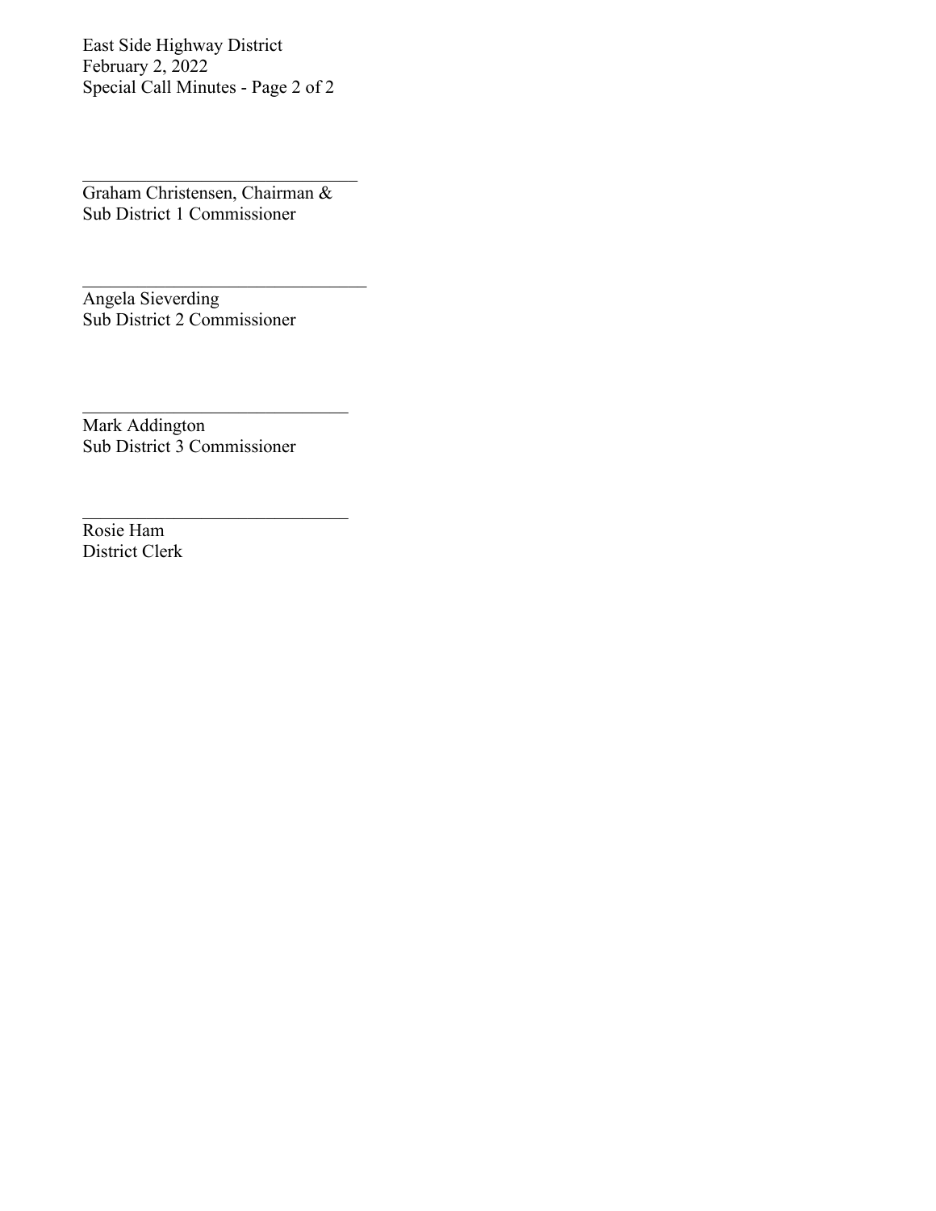\_\_\_\_\_\_\_\_\_\_\_\_\_\_\_\_\_\_\_\_\_\_\_\_\_\_\_\_\_\_

Graham Christensen, Chairman &  
Sub District 1 Commissioner

\_\_\_\_\_\_\_\_\_\_\_\_\_\_\_\_\_\_\_\_\_\_\_\_\_\_\_\_\_\_

Angela Sieverding  
Sub District 2 Commissioner

\_\_\_\_\_\_\_\_\_\_\_\_\_\_\_\_\_\_\_\_\_\_\_\_\_\_\_\_\_\_

Mark Addington  
Sub District 3 Commissioner

\_\_\_\_\_\_\_\_\_\_\_\_\_\_\_\_\_\_\_\_\_\_\_\_\_\_\_\_\_\_

Rosie Ham  
District Clerk